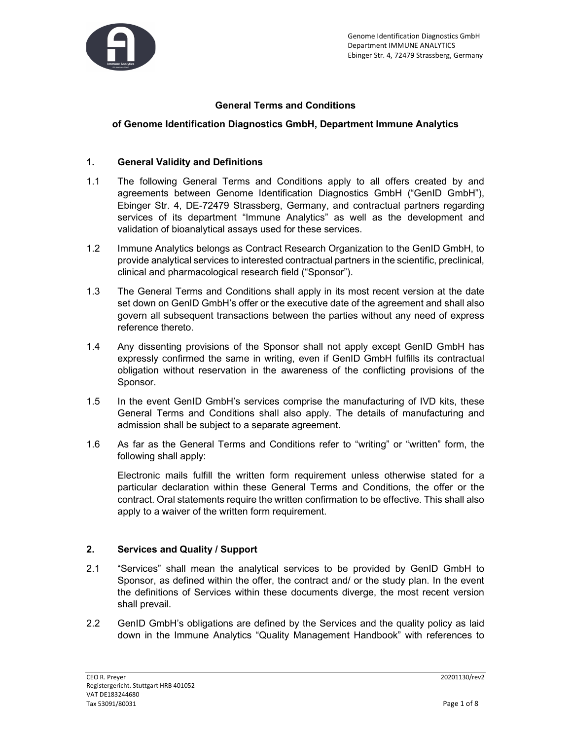# General Terms and Conditions

## of Genome Identification Diagnostics GmbH, Department Immune Analytics

### 1. General Validity and Definitions

1.1 The following General Terms and Conditions apply to all offers created by and agreements between Genome Identification Diagnostics GmbH ("GenID GmbH"), Ebinger Str. 4, DE-72479 Strassberg, Germany, and contractual partners regarding services of its department "Immune Analytics" as well as the development and validation of bioanalytical assays used for these services.

1.2 Immune Analytics belongs as Contract Research Organization to the GenID GmbH, to provide analytical services to interested contractual partners in the scientific, preclinical, clinical and pharmacological research field ("Sponsor").

1.3 The General Terms and Conditions shall apply in its most recent version at the date set down on GenID GmbH's offer or the executive date of the agreement and shall also govern all subsequent transactions between the parties without any need of express reference thereto.

1.4 Any dissenting provisions of the Sponsor shall not apply except GenID GmbH has expressly confirmed the same in writing, even if GenID GmbH fulfills its contractual obligation without reservation in the awareness of the conflicting provisions of the Sponsor.

1.5 In the event GenID GmbH's services comprise the manufacturing of IVD kits, these General Terms and Conditions shall also apply. The details of manufacturing and admission shall be subject to a separate agreement.

1.6 As far as the General Terms and Conditions refer to "writing" or "written" form, the following shall apply:

Electronic mails fulfill the written form requirement unless otherwise stated for a particular declaration within these General Terms and Conditions, the offer or the contract. Oral statements require the written confirmation to be effective. This shall also apply to a waiver of the written form requirement.

### 2. Services and Quality / Support

2.1 "Services" shall mean the analytical services to be provided by GenID GmbH to Sponsor, as defined within the offer, the contract and/ or the study plan. In the event the definitions of Services within these documents diverge, the most recent version shall prevail.

2.2 GenID GmbH's obligations are defined by the Services and the quality policy as laid down in the Immune Analytics "Quality Management Handbook" with references to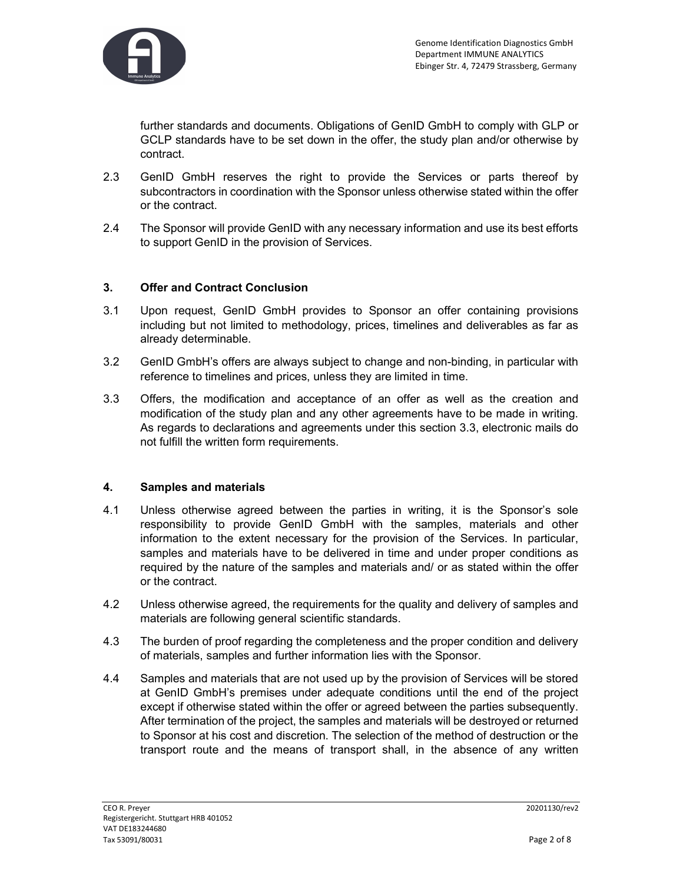further standards and documents. Obligations of GenID GmbH to comply with GLP or GCLP standards have to be set down in the offer, the study plan and/or otherwise by contract.

2.3 GenID GmbH reserves the right to provide the Services or parts thereof by subcontractors in coordination with the Sponsor unless otherwise stated within the offer or the contract.

2.4 The Sponsor will provide GenID with any necessary information and use its best efforts to support GenID in the provision of Services.

## 3. Offer and Contract Conclusion

3.1 Upon request, GenID GmbH provides to Sponsor an offer containing provisions including but not limited to methodology, prices, timelines and deliverables as far as already determinable.

3.2 GenID GmbH's offers are always subject to change and non-binding, in particular with reference to timelines and prices, unless they are limited in time.

3.3 Offers, the modification and acceptance of an offer as well as the creation and modification of the study plan and any other agreements have to be made in writing. As regards to declarations and agreements under this section 3.3, electronic mails do not fulfill the written form requirements.

## 4. Samples and materials

4.1 Unless otherwise agreed between the parties in writing, it is the Sponsor's sole responsibility to provide GenID GmbH with the samples, materials and other information to the extent necessary for the provision of the Services. In particular, samples and materials have to be delivered in time and under proper conditions as required by the nature of the samples and materials and/ or as stated within the offer or the contract.

4.2 Unless otherwise agreed, the requirements for the quality and delivery of samples and materials are following general scientific standards.

4.3 The burden of proof regarding the completeness and the proper condition and delivery of materials, samples and further information lies with the Sponsor.

4.4 Samples and materials that are not used up by the provision of Services will be stored at GenID GmbH's premises under adequate conditions until the end of the project except if otherwise stated within the offer or agreed between the parties subsequently. After termination of the project, the samples and materials will be destroyed or returned to Sponsor at his cost and discretion. The selection of the method of destruction or the transport route and the means of transport shall, in the absence of any written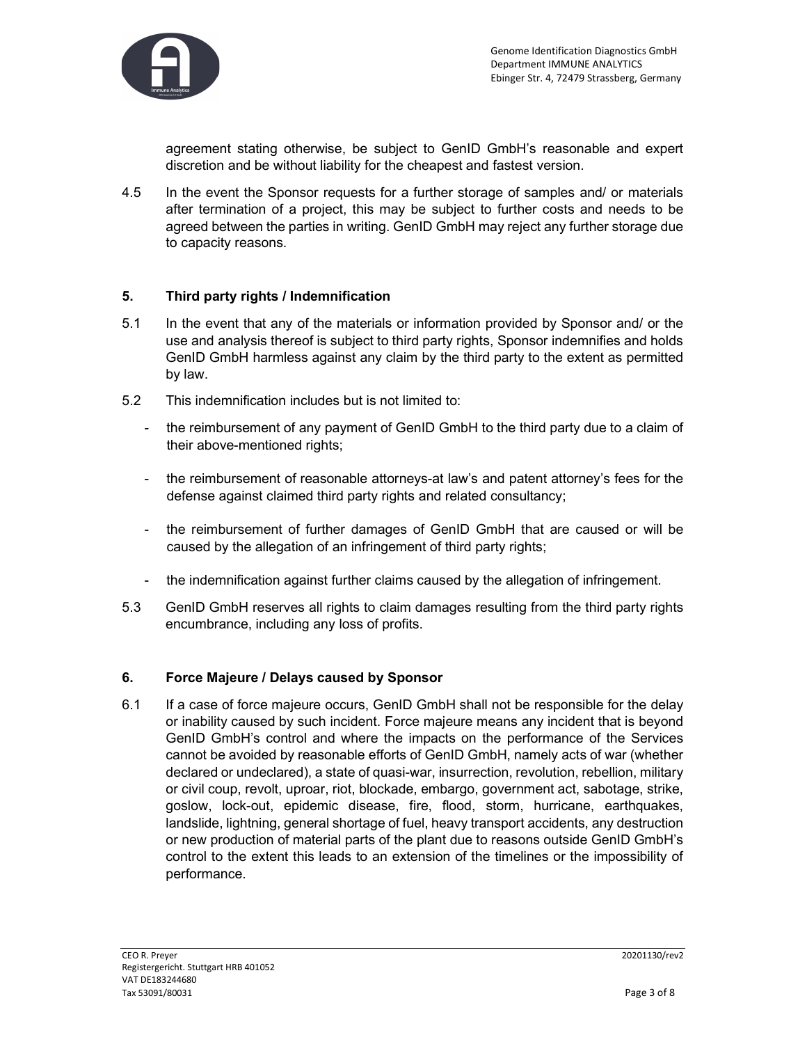agreement stating otherwise, be subject to GenID GmbH's reasonable and expert discretion and be without liability for the cheapest and fastest version.

4.5 In the event the Sponsor requests for a further storage of samples and/ or materials after termination of a project, this may be subject to further costs and needs to be agreed between the parties in writing. GenID GmbH may reject any further storage due to capacity reasons.

## 5. Third party rights / Indemnification

5.1 In the event that any of the materials or information provided by Sponsor and/ or the use and analysis thereof is subject to third party rights, Sponsor indemnifies and holds GenID GmbH harmless against any claim by the third party to the extent as permitted by law.

5.2 This indemnification includes but is not limited to:

- the reimbursement of any payment of GenID GmbH to the third party due to a claim of their above-mentioned rights;
- the reimbursement of reasonable attorneys-at law's and patent attorney's fees for the defense against claimed third party rights and related consultancy;
- the reimbursement of further damages of GenID GmbH that are caused or will be caused by the allegation of an infringement of third party rights;
- the indemnification against further claims caused by the allegation of infringement.

5.3 GenID GmbH reserves all rights to claim damages resulting from the third party rights encumbrance, including any loss of profits.

## 6. Force Majeure / Delays caused by Sponsor

6.1 If a case of force majeure occurs, GenID GmbH shall not be responsible for the delay or inability caused by such incident. Force majeure means any incident that is beyond GenID GmbH's control and where the impacts on the performance of the Services cannot be avoided by reasonable efforts of GenID GmbH, namely acts of war (whether declared or undeclared), a state of quasi-war, insurrection, revolution, rebellion, military or civil coup, revolt, uproar, riot, blockade, embargo, government act, sabotage, strike, goslow, lock-out, epidemic disease, fire, flood, storm, hurricane, earthquakes, landslide, lightning, general shortage of fuel, heavy transport accidents, any destruction or new production of material parts of the plant due to reasons outside GenID GmbH's control to the extent this leads to an extension of the timelines or the impossibility of performance.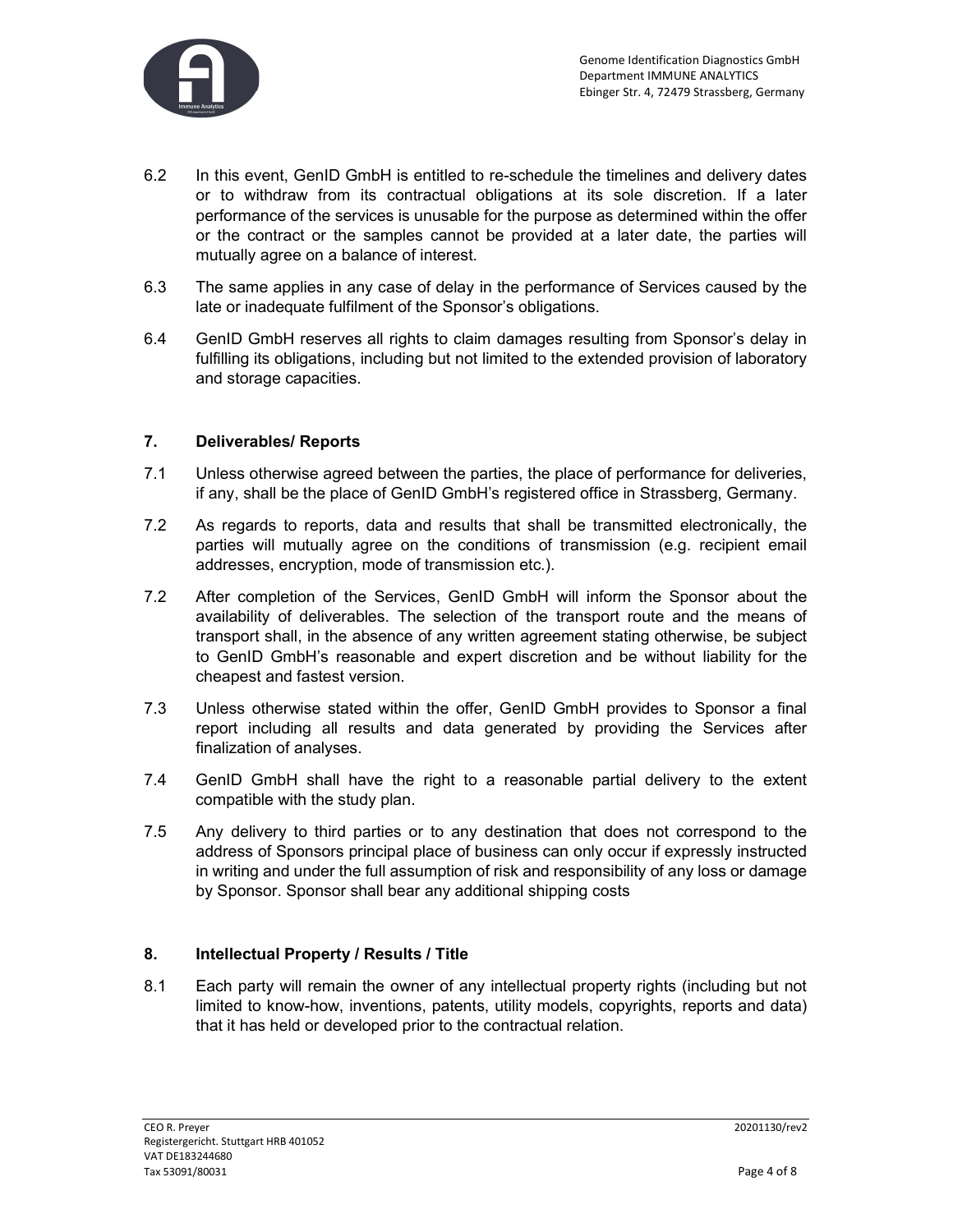6.2 In this event, GenID GmbH is entitled to re-schedule the timelines and delivery dates or to withdraw from its contractual obligations at its sole discretion. If a later performance of the services is unusable for the purpose as determined within the offer or the contract or the samples cannot be provided at a later date, the parties will mutually agree on a balance of interest.

6.3 The same applies in any case of delay in the performance of Services caused by the late or inadequate fulfilment of the Sponsor's obligations.

6.4 GenID GmbH reserves all rights to claim damages resulting from Sponsor's delay in fulfilling its obligations, including but not limited to the extended provision of laboratory and storage capacities.

## 7. Deliverables/ Reports

7.1 Unless otherwise agreed between the parties, the place of performance for deliveries, if any, shall be the place of GenID GmbH's registered office in Strassberg, Germany.

7.2 As regards to reports, data and results that shall be transmitted electronically, the parties will mutually agree on the conditions of transmission (e.g. recipient email addresses, encryption, mode of transmission etc.).

7.2 After completion of the Services, GenID GmbH will inform the Sponsor about the availability of deliverables. The selection of the transport route and the means of transport shall, in the absence of any written agreement stating otherwise, be subject to GenID GmbH's reasonable and expert discretion and be without liability for the cheapest and fastest version.

7.3 Unless otherwise stated within the offer, GenID GmbH provides to Sponsor a final report including all results and data generated by providing the Services after finalization of analyses.

7.4 GenID GmbH shall have the right to a reasonable partial delivery to the extent compatible with the study plan.

7.5 Any delivery to third parties or to any destination that does not correspond to the address of Sponsors principal place of business can only occur if expressly instructed in writing and under the full assumption of risk and responsibility of any loss or damage by Sponsor. Sponsor shall bear any additional shipping costs

## 8. Intellectual Property / Results / Title

8.1 Each party will remain the owner of any intellectual property rights (including but not limited to know-how, inventions, patents, utility models, copyrights, reports and data) that it has held or developed prior to the contractual relation.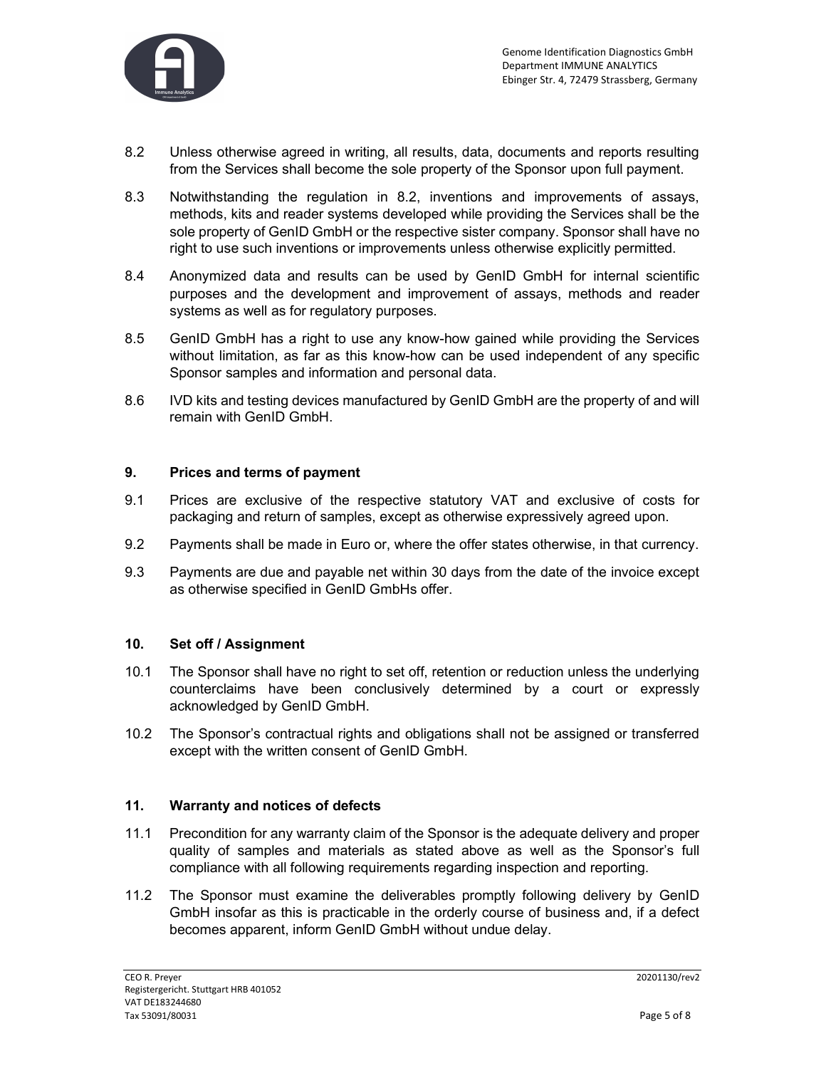8.2 Unless otherwise agreed in writing, all results, data, documents and reports resulting from the Services shall become the sole property of the Sponsor upon full payment.

8.3 Notwithstanding the regulation in 8.2, inventions and improvements of assays, methods, kits and reader systems developed while providing the Services shall be the sole property of GenID GmbH or the respective sister company. Sponsor shall have no right to use such inventions or improvements unless otherwise explicitly permitted.

8.4 Anonymized data and results can be used by GenID GmbH for internal scientific purposes and the development and improvement of assays, methods and reader systems as well as for regulatory purposes.

8.5 GenID GmbH has a right to use any know-how gained while providing the Services without limitation, as far as this know-how can be used independent of any specific Sponsor samples and information and personal data.

8.6 IVD kits and testing devices manufactured by GenID GmbH are the property of and will remain with GenID GmbH.

## 9. Prices and terms of payment

9.1 Prices are exclusive of the respective statutory VAT and exclusive of costs for packaging and return of samples, except as otherwise expressively agreed upon.

9.2 Payments shall be made in Euro or, where the offer states otherwise, in that currency.

9.3 Payments are due and payable net within 30 days from the date of the invoice except as otherwise specified in GenID GmbHs offer.

## 10. Set off / Assignment

10.1 The Sponsor shall have no right to set off, retention or reduction unless the underlying counterclaims have been conclusively determined by a court or expressly acknowledged by GenID GmbH.

10.2 The Sponsor's contractual rights and obligations shall not be assigned or transferred except with the written consent of GenID GmbH.

## 11. Warranty and notices of defects

11.1 Precondition for any warranty claim of the Sponsor is the adequate delivery and proper quality of samples and materials as stated above as well as the Sponsor's full compliance with all following requirements regarding inspection and reporting.

11.2 The Sponsor must examine the deliverables promptly following delivery by GenID GmbH insofar as this is practicable in the orderly course of business and, if a defect becomes apparent, inform GenID GmbH without undue delay.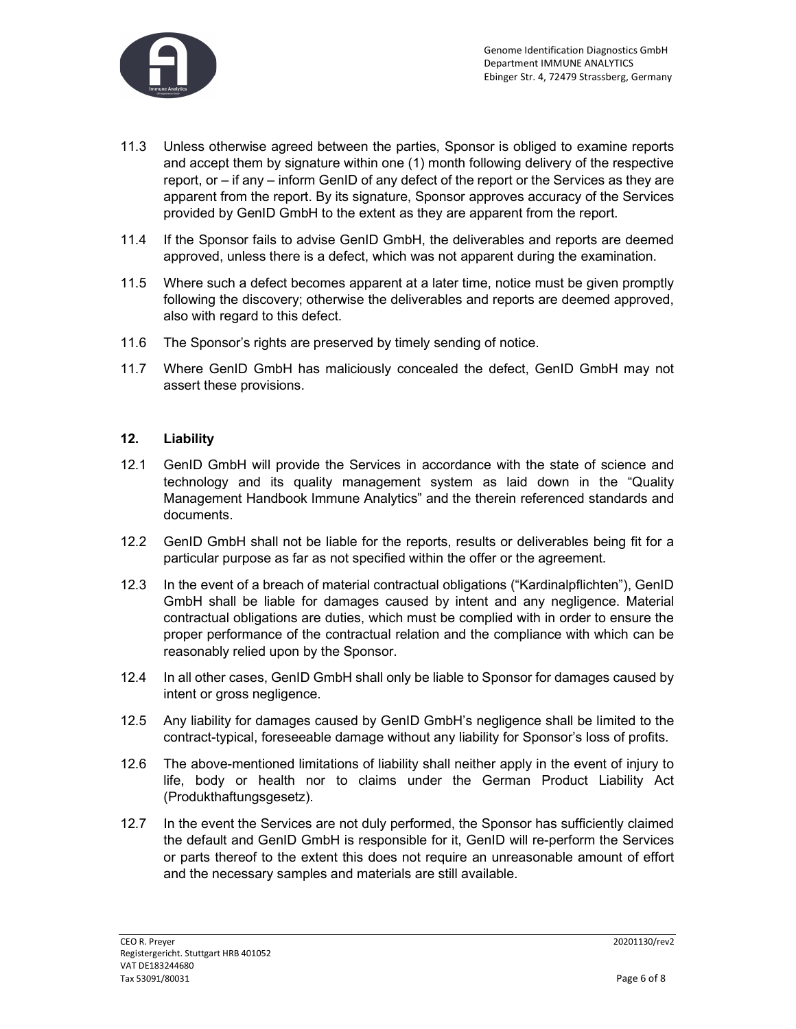11.3 Unless otherwise agreed between the parties, Sponsor is obliged to examine reports and accept them by signature within one (1) month following delivery of the respective report, or – if any – inform GenID of any defect of the report or the Services as they are apparent from the report. By its signature, Sponsor approves accuracy of the Services provided by GenID GmbH to the extent as they are apparent from the report.

11.4 If the Sponsor fails to advise GenID GmbH, the deliverables and reports are deemed approved, unless there is a defect, which was not apparent during the examination.

11.5 Where such a defect becomes apparent at a later time, notice must be given promptly following the discovery; otherwise the deliverables and reports are deemed approved, also with regard to this defect.

11.6 The Sponsor's rights are preserved by timely sending of notice.

11.7 Where GenID GmbH has maliciously concealed the defect, GenID GmbH may not assert these provisions.

## 12. Liability

12.1 GenID GmbH will provide the Services in accordance with the state of science and technology and its quality management system as laid down in the "Quality Management Handbook Immune Analytics" and the therein referenced standards and documents.

12.2 GenID GmbH shall not be liable for the reports, results or deliverables being fit for a particular purpose as far as not specified within the offer or the agreement.

12.3 In the event of a breach of material contractual obligations ("Kardinalpflichten"), GenID GmbH shall be liable for damages caused by intent and any negligence. Material contractual obligations are duties, which must be complied with in order to ensure the proper performance of the contractual relation and the compliance with which can be reasonably relied upon by the Sponsor.

12.4 In all other cases, GenID GmbH shall only be liable to Sponsor for damages caused by intent or gross negligence.

12.5 Any liability for damages caused by GenID GmbH's negligence shall be limited to the contract-typical, foreseeable damage without any liability for Sponsor's loss of profits.

12.6 The above-mentioned limitations of liability shall neither apply in the event of injury to life, body or health nor to claims under the German Product Liability Act (Produkthaftungsgesetz).

12.7 In the event the Services are not duly performed, the Sponsor has sufficiently claimed the default and GenID GmbH is responsible for it, GenID will re-perform the Services or parts thereof to the extent this does not require an unreasonable amount of effort and the necessary samples and materials are still available.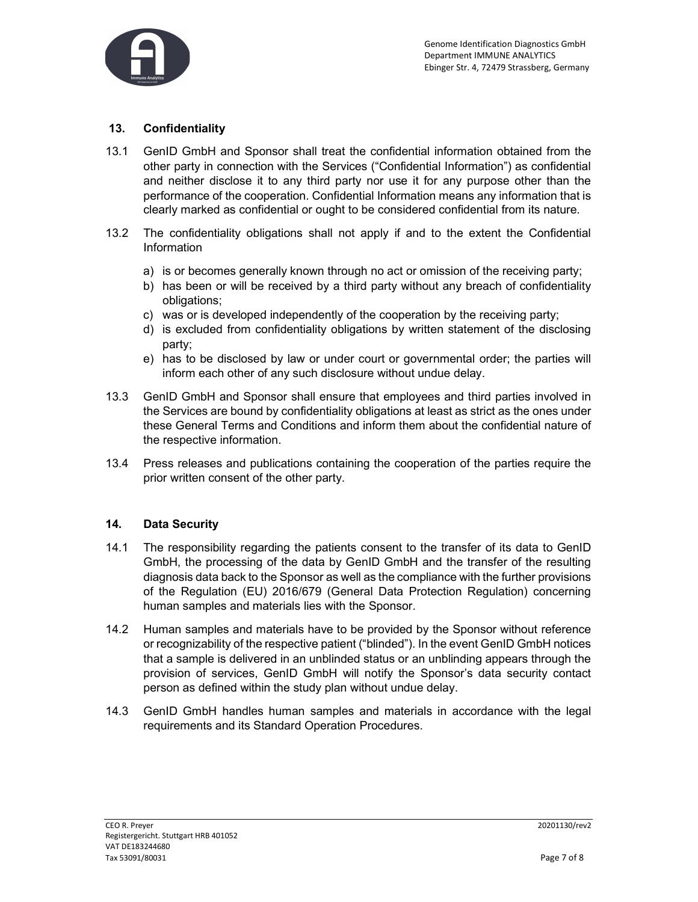## 13. Confidentiality

13.1 GenID GmbH and Sponsor shall treat the confidential information obtained from the other party in connection with the Services ("Confidential Information") as confidential and neither disclose it to any third party nor use it for any purpose other than the performance of the cooperation. Confidential Information means any information that is clearly marked as confidential or ought to be considered confidential from its nature.

13.2 The confidentiality obligations shall not apply if and to the extent the Confidential Information

a) is or becomes generally known through no act or omission of the receiving party;
b) has been or will be received by a third party without any breach of confidentiality obligations;
c) was or is developed independently of the cooperation by the receiving party;
d) is excluded from confidentiality obligations by written statement of the disclosing party;
e) has to be disclosed by law or under court or governmental order; the parties will inform each other of any such disclosure without undue delay.

13.3 GenID GmbH and Sponsor shall ensure that employees and third parties involved in the Services are bound by confidentiality obligations at least as strict as the ones under these General Terms and Conditions and inform them about the confidential nature of the respective information.

13.4 Press releases and publications containing the cooperation of the parties require the prior written consent of the other party.

## 14. Data Security

14.1 The responsibility regarding the patients consent to the transfer of its data to GenID GmbH, the processing of the data by GenID GmbH and the transfer of the resulting diagnosis data back to the Sponsor as well as the compliance with the further provisions of the Regulation (EU) 2016/679 (General Data Protection Regulation) concerning human samples and materials lies with the Sponsor.

14.2 Human samples and materials have to be provided by the Sponsor without reference or recognizability of the respective patient ("blinded"). In the event GenID GmbH notices that a sample is delivered in an unblinded status or an unblinding appears through the provision of services, GenID GmbH will notify the Sponsor's data security contact person as defined within the study plan without undue delay.

14.3 GenID GmbH handles human samples and materials in accordance with the legal requirements and its Standard Operation Procedures.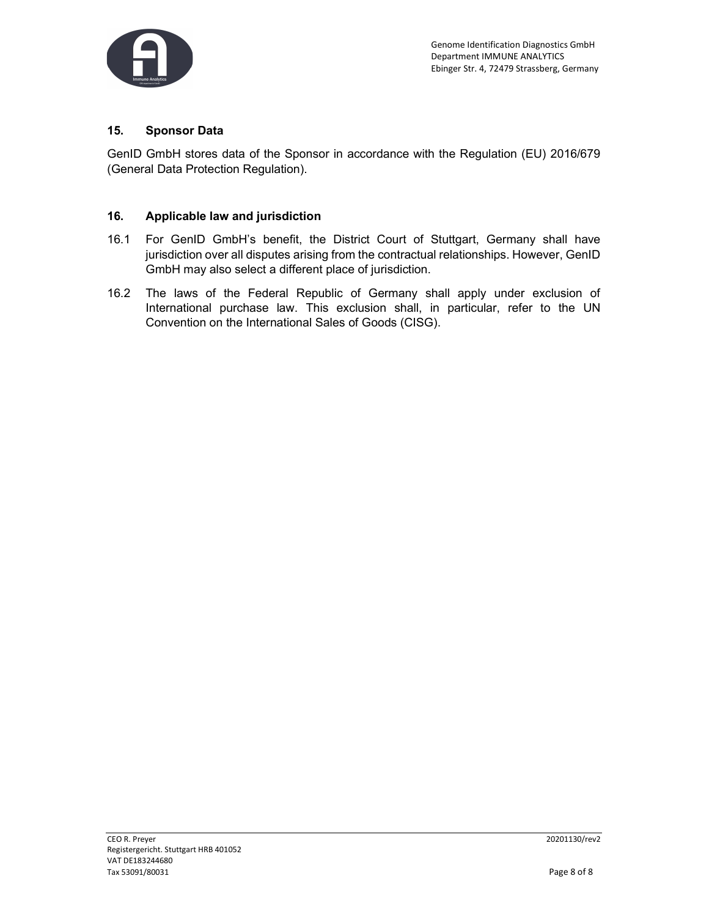## 15. Sponsor Data

GenID GmbH stores data of the Sponsor in accordance with the Regulation (EU) 2016/679 (General Data Protection Regulation).

## 16. Applicable law and jurisdiction

16.1 For GenID GmbH's benefit, the District Court of Stuttgart, Germany shall have jurisdiction over all disputes arising from the contractual relationships. However, GenID GmbH may also select a different place of jurisdiction.

16.2 The laws of the Federal Republic of Germany shall apply under exclusion of International purchase law. This exclusion shall, in particular, refer to the UN Convention on the International Sales of Goods (CISG).